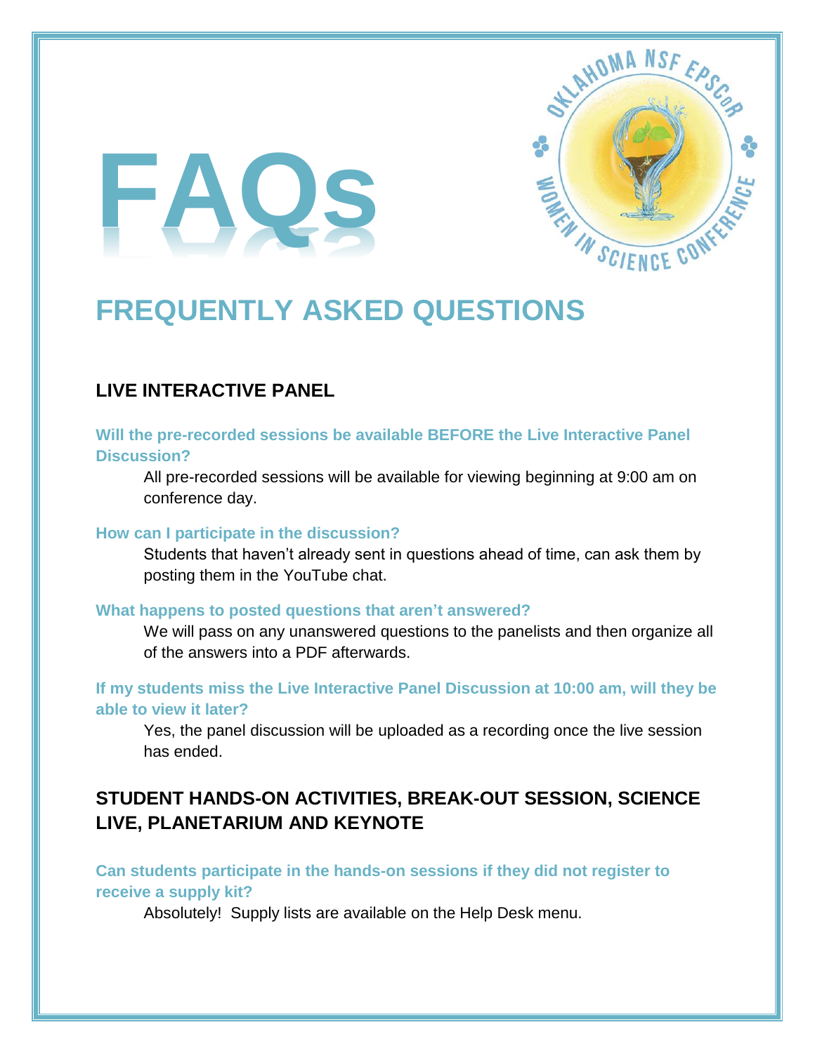# FAQs

## FREQUENTLY ASKED QUESTIONS

### LIVE INTERACTIVE PANEL

**Will the pre-recorded sessions be available BEFORE the Live Interactive Panel Discussion?**

All pre-recorded sessions will be available for viewing beginning at 9:00 am on conference day.

**How can I participate in the discussion?**

Students that haven't already sent in questions ahead of time, can ask them by posting them in the YouTube chat.

**What happens to posted questions that aren't answered?**

We will pass on any unanswered questions to the panelists and then organize all of the answers into a PDF afterwards.

**If my students miss the Live Interactive Panel Discussion at 10:00 am, will they be able to view it later?**

Yes, the panel discussion will be uploaded as a recording once the live session has ended.

### STUDENT HANDS-ON ACTIVITIES, BREAK-OUT SESSION, SCIENCE LIVE, PLANETARIUM AND KEYNOTE

**Can students participate in the hands-on sessions if they did not register to receive a supply kit?**

Absolutely! Supply lists are available on the Help Desk menu.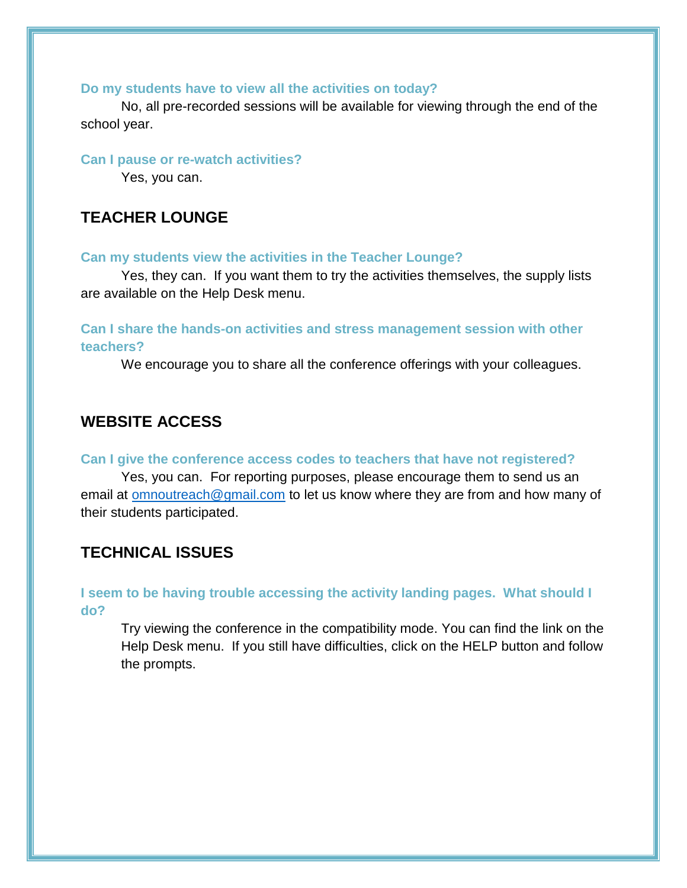**Do my students have to view all the activities on today?**

No, all pre-recorded sessions will be available for viewing through the end of the school year.

**Can I pause or re-watch activities?**

Yes, you can.

## TEACHER LOUNGE

**Can my students view the activities in the Teacher Lounge?**

Yes, they can. If you want them to try the activities themselves, the supply lists are available on the Help Desk menu.

**Can I share the hands-on activities and stress management session with other teachers?**

We encourage you to share all the conference offerings with your colleagues.

## WEBSITE ACCESS

**Can I give the conference access codes to teachers that have not registered?**

Yes, you can. For reporting purposes, please encourage them to send us an email at omnoutreach@gmail.com to let us know where they are from and how many of their students participated.

## TECHNICAL ISSUES

**I seem to be having trouble accessing the activity landing pages. What should I do?**

Try viewing the conference in the compatibility mode. You can find the link on the Help Desk menu. If you still have difficulties, click on the HELP button and follow the prompts.